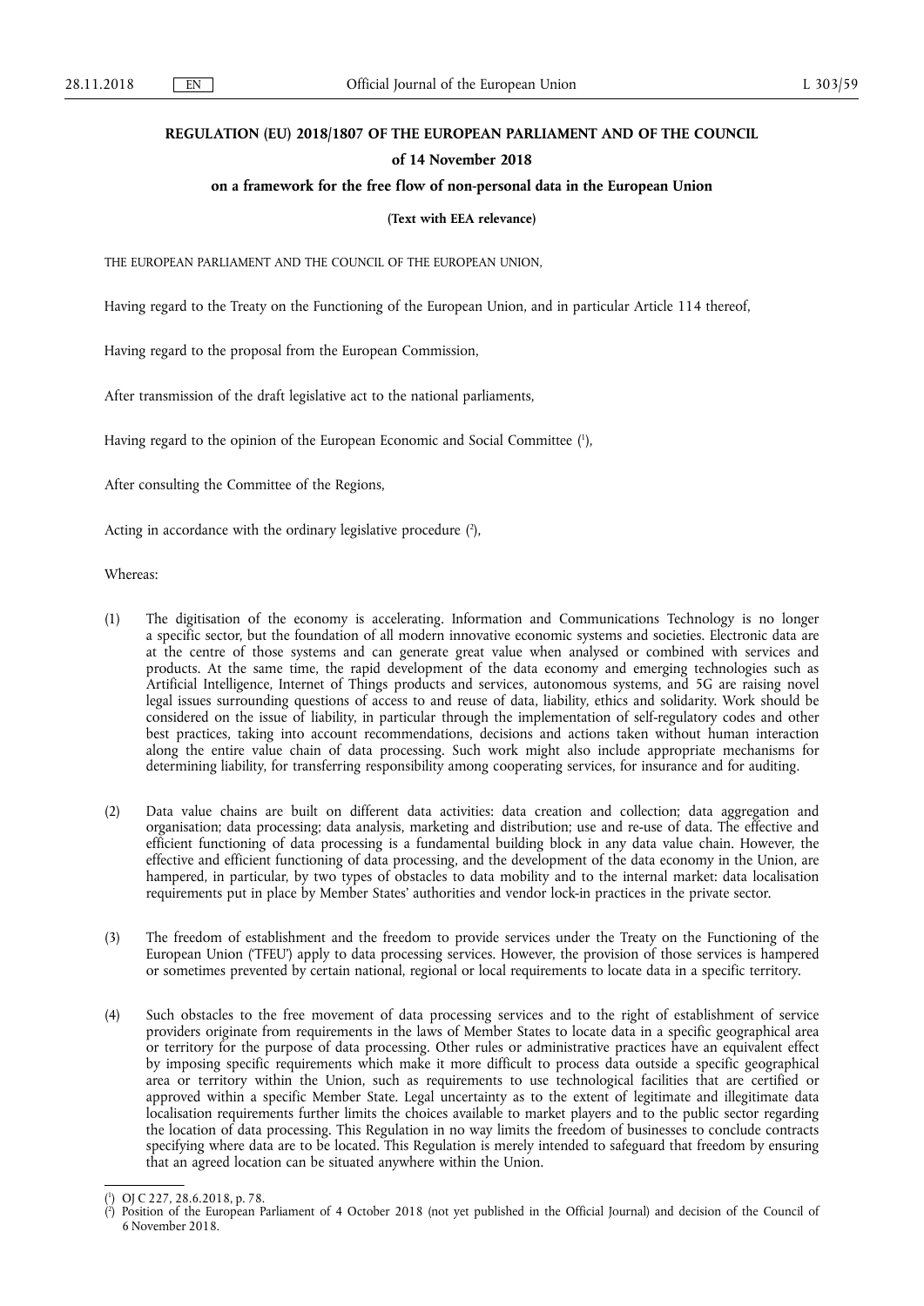# REGULATION (EU) 2018/1807 OF THE EUROPEAN PARLIAMENT AND OF THE COUNCIL

## of 14 November 2018

## on a framework for the free flow of non-personal data in the European Union

**(Text with EEA relevance)**

THE EUROPEAN PARLIAMENT AND THE COUNCIL OF THE EUROPEAN UNION,

Having regard to the Treaty on the Functioning of the European Union, and in particular Article 114 thereof,

Having regard to the proposal from the European Commission,

After transmission of the draft legislative act to the national parliaments,

Having regard to the opinion of the European Economic and Social Committee [1],

After consulting the Committee of the Regions,

Acting in accordance with the ordinary legislative procedure [2],

Whereas:

(1) The digitisation of the economy is accelerating. Information and Communications Technology is no longer a specific sector, but the foundation of all modern innovative economic systems and societies. Electronic data are at the centre of those systems and can generate great value when analysed or combined with services and products. At the same time, the rapid development of the data economy and emerging technologies such as Artificial Intelligence, Internet of Things products and services, autonomous systems, and 5G are raising novel legal issues surrounding questions of access to and reuse of data, liability, ethics and solidarity. Work should be considered on the issue of liability, in particular through the implementation of self-regulatory codes and other best practices, taking into account recommendations, decisions and actions taken without human interaction along the entire value chain of data processing. Such work might also include appropriate mechanisms for determining liability, for transferring responsibility among cooperating services, for insurance and for auditing.

(2) Data value chains are built on different data activities: data creation and collection; data aggregation and organisation; data processing; data analysis, marketing and distribution; use and re-use of data. The effective and efficient functioning of data processing is a fundamental building block in any data value chain. However, the effective and efficient functioning of data processing, and the development of the data economy in the Union, are hampered, in particular, by two types of obstacles to data mobility and to the internal market: data localisation requirements put in place by Member States' authorities and vendor lock-in practices in the private sector.

(3) The freedom of establishment and the freedom to provide services under the Treaty on the Functioning of the European Union ('TFEU') apply to data processing services. However, the provision of those services is hampered or sometimes prevented by certain national, regional or local requirements to locate data in a specific territory.

(4) Such obstacles to the free movement of data processing services and to the right of establishment of service providers originate from requirements in the laws of Member States to locate data in a specific geographical area or territory for the purpose of data processing. Other rules or administrative practices have an equivalent effect by imposing specific requirements which make it more difficult to process data outside a specific geographical area or territory within the Union, such as requirements to use technological facilities that are certified or approved within a specific Member State. Legal uncertainty as to the extent of legitimate and illegitimate data localisation requirements further limits the choices available to market players and to the public sector regarding the location of data processing. This Regulation in no way limits the freedom of businesses to conclude contracts specifying where data are to be located. This Regulation is merely intended to safeguard that freedom by ensuring that an agreed location can be situated anywhere within the Union.

---

[1] OJ C 227, 28.6.2018, p. 78.

[2] Position of the European Parliament of 4 October 2018 (not yet published in the Official Journal) and decision of the Council of 6 November 2018.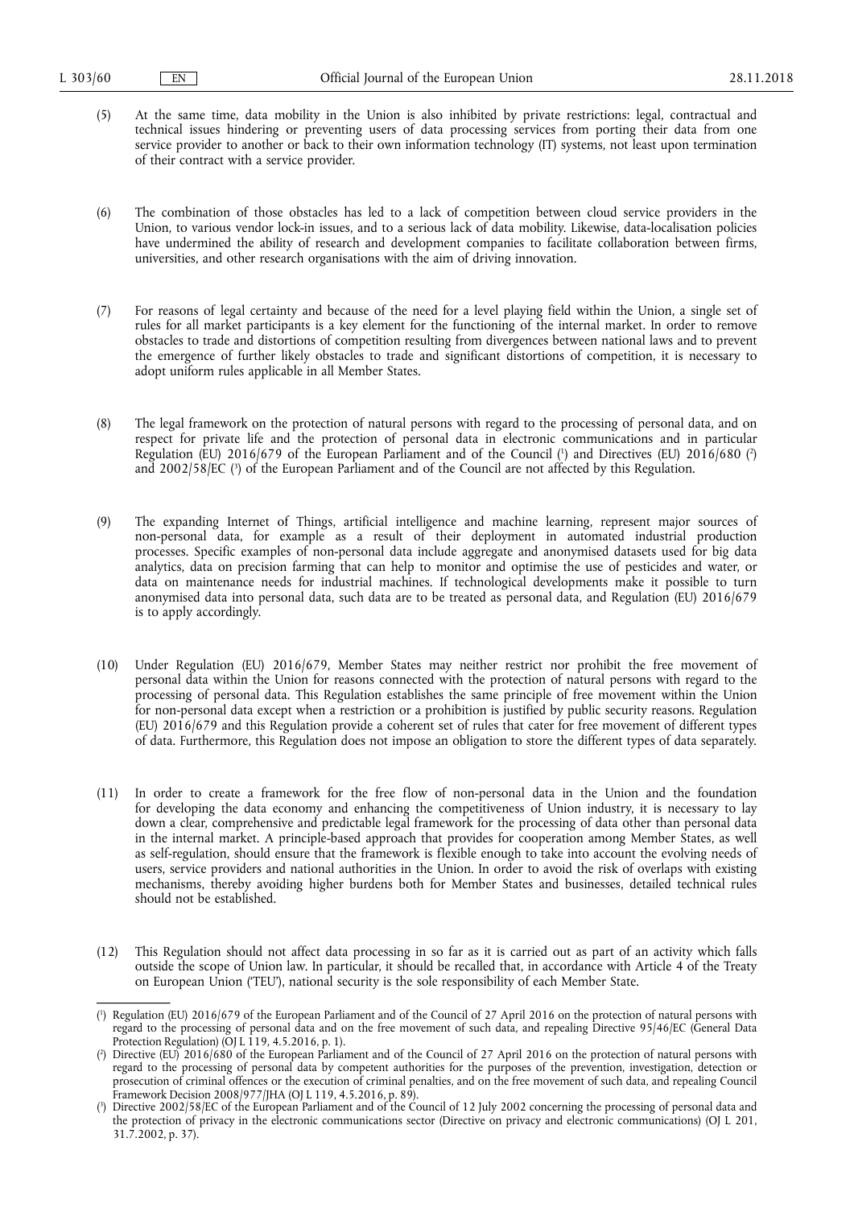(5) At the same time, data mobility in the Union is also inhibited by private restrictions: legal, contractual and technical issues hindering or preventing users of data processing services from porting their data from one service provider to another or back to their own information technology (IT) systems, not least upon termination of their contract with a service provider.

(6) The combination of those obstacles has led to a lack of competition between cloud service providers in the Union, to various vendor lock-in issues, and to a serious lack of data mobility. Likewise, data-localisation policies have undermined the ability of research and development companies to facilitate collaboration between firms, universities, and other research organisations with the aim of driving innovation.

(7) For reasons of legal certainty and because of the need for a level playing field within the Union, a single set of rules for all market participants is a key element for the functioning of the internal market. In order to remove obstacles to trade and distortions of competition resulting from divergences between national laws and to prevent the emergence of further likely obstacles to trade and significant distortions of competition, it is necessary to adopt uniform rules applicable in all Member States.

(8) The legal framework on the protection of natural persons with regard to the processing of personal data, and on respect for private life and the protection of personal data in electronic communications and in particular Regulation (EU) 2016/679 of the European Parliament and of the Council ([1]) and Directives (EU) 2016/680 ([2]) and 2002/58/EC ([3]) of the European Parliament and of the Council are not affected by this Regulation.

(9) The expanding Internet of Things, artificial intelligence and machine learning, represent major sources of non-personal data, for example as a result of their deployment in automated industrial production processes. Specific examples of non-personal data include aggregate and anonymised datasets used for big data analytics, data on precision farming that can help to monitor and optimise the use of pesticides and water, or data on maintenance needs for industrial machines. If technological developments make it possible to turn anonymised data into personal data, such data are to be treated as personal data, and Regulation (EU) 2016/679 is to apply accordingly.

(10) Under Regulation (EU) 2016/679, Member States may neither restrict nor prohibit the free movement of personal data within the Union for reasons connected with the protection of natural persons with regard to the processing of personal data. This Regulation establishes the same principle of free movement within the Union for non-personal data except when a restriction or a prohibition is justified by public security reasons. Regulation (EU) 2016/679 and this Regulation provide a coherent set of rules that cater for free movement of different types of data. Furthermore, this Regulation does not impose an obligation to store the different types of data separately.

(11) In order to create a framework for the free flow of non-personal data in the Union and the foundation for developing the data economy and enhancing the competitiveness of Union industry, it is necessary to lay down a clear, comprehensive and predictable legal framework for the processing of data other than personal data in the internal market. A principle-based approach that provides for cooperation among Member States, as well as self-regulation, should ensure that the framework is flexible enough to take into account the evolving needs of users, service providers and national authorities in the Union. In order to avoid the risk of overlaps with existing mechanisms, thereby avoiding higher burdens both for Member States and businesses, detailed technical rules should not be established.

(12) This Regulation should not affect data processing in so far as it is carried out as part of an activity which falls outside the scope of Union law. In particular, it should be recalled that, in accordance with Article 4 of the Treaty on European Union ('TEU'), national security is the sole responsibility of each Member State.

---

([1]) Regulation (EU) 2016/679 of the European Parliament and of the Council of 27 April 2016 on the protection of natural persons with regard to the processing of personal data and on the free movement of such data, and repealing Directive 95/46/EC (General Data Protection Regulation) (OJ L 119, 4.5.2016, p. 1).

([2]) Directive (EU) 2016/680 of the European Parliament and of the Council of 27 April 2016 on the protection of natural persons with regard to the processing of personal data by competent authorities for the purposes of the prevention, investigation, detection or prosecution of criminal offences or the execution of criminal penalties, and on the free movement of such data, and repealing Council Framework Decision 2008/977/JHA (OJ L 119, 4.5.2016, p. 89).

([3]) Directive 2002/58/EC of the European Parliament and of the Council of 12 July 2002 concerning the processing of personal data and the protection of privacy in the electronic communications sector (Directive on privacy and electronic communications) (OJ L 201, 31.7.2002, p. 37).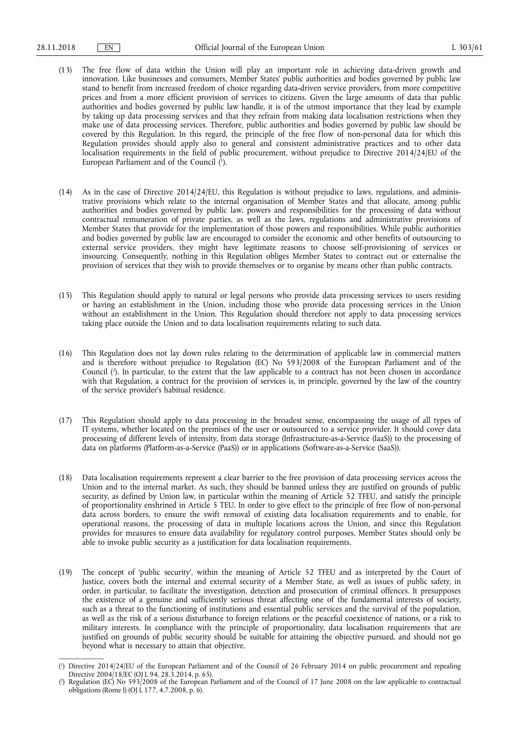(13) The free flow of data within the Union will play an important role in achieving data-driven growth and innovation. Like businesses and consumers, Member States' public authorities and bodies governed by public law stand to benefit from increased freedom of choice regarding data-driven service providers, from more competitive prices and from a more efficient provision of services to citizens. Given the large amounts of data that public authorities and bodies governed by public law handle, it is of the utmost importance that they lead by example by taking up data processing services and that they refrain from making data localisation restrictions when they make use of data processing services. Therefore, public authorities and bodies governed by public law should be covered by this Regulation. In this regard, the principle of the free flow of non-personal data for which this Regulation provides should apply also to general and consistent administrative practices and to other data localisation requirements in the field of public procurement, without prejudice to Directive 2014/24/EU of the European Parliament and of the Council [1].

(14) As in the case of Directive 2014/24/EU, this Regulation is without prejudice to laws, regulations, and administrative provisions which relate to the internal organisation of Member States and that allocate, among public authorities and bodies governed by public law, powers and responsibilities for the processing of data without contractual remuneration of private parties, as well as the laws, regulations and administrative provisions of Member States that provide for the implementation of those powers and responsibilities. While public authorities and bodies governed by public law are encouraged to consider the economic and other benefits of outsourcing to external service providers, they might have legitimate reasons to choose self-provisioning of services or insourcing. Consequently, nothing in this Regulation obliges Member States to contract out or externalise the provision of services that they wish to provide themselves or to organise by means other than public contracts.

(15) This Regulation should apply to natural or legal persons who provide data processing services to users residing or having an establishment in the Union, including those who provide data processing services in the Union without an establishment in the Union. This Regulation should therefore not apply to data processing services taking place outside the Union and to data localisation requirements relating to such data.

(16) This Regulation does not lay down rules relating to the determination of applicable law in commercial matters and is therefore without prejudice to Regulation (EC) No 593/2008 of the European Parliament and of the Council [2]. In particular, to the extent that the law applicable to a contract has not been chosen in accordance with that Regulation, a contract for the provision of services is, in principle, governed by the law of the country of the service provider's habitual residence.

(17) This Regulation should apply to data processing in the broadest sense, encompassing the usage of all types of IT systems, whether located on the premises of the user or outsourced to a service provider. It should cover data processing of different levels of intensity, from data storage (Infrastructure-as-a-Service (IaaS)) to the processing of data on platforms (Platform-as-a-Service (PaaS)) or in applications (Software-as-a-Service (SaaS)).

(18) Data localisation requirements represent a clear barrier to the free provision of data processing services across the Union and to the internal market. As such, they should be banned unless they are justified on grounds of public security, as defined by Union law, in particular within the meaning of Article 52 TFEU, and satisfy the principle of proportionality enshrined in Article 5 TEU. In order to give effect to the principle of free flow of non-personal data across borders, to ensure the swift removal of existing data localisation requirements and to enable, for operational reasons, the processing of data in multiple locations across the Union, and since this Regulation provides for measures to ensure data availability for regulatory control purposes, Member States should only be able to invoke public security as a justification for data localisation requirements.

(19) The concept of 'public security', within the meaning of Article 52 TFEU and as interpreted by the Court of Justice, covers both the internal and external security of a Member State, as well as issues of public safety, in order, in particular, to facilitate the investigation, detection and prosecution of criminal offences. It presupposes the existence of a genuine and sufficiently serious threat affecting one of the fundamental interests of society, such as a threat to the functioning of institutions and essential public services and the survival of the population, as well as the risk of a serious disturbance to foreign relations or the peaceful coexistence of nations, or a risk to military interests. In compliance with the principle of proportionality, data localisation requirements that are justified on grounds of public security should be suitable for attaining the objective pursued, and should not go beyond what is necessary to attain that objective.

---

[1] Directive 2014/24/EU of the European Parliament and of the Council of 26 February 2014 on public procurement and repealing Directive 2004/18/EC (OJ L 94, 28.3.2014, p. 65).

[2] Regulation (EC) No 593/2008 of the European Parliament and of the Council of 17 June 2008 on the law applicable to contractual obligations (Rome I) (OJ L 177, 4.7.2008, p. 6).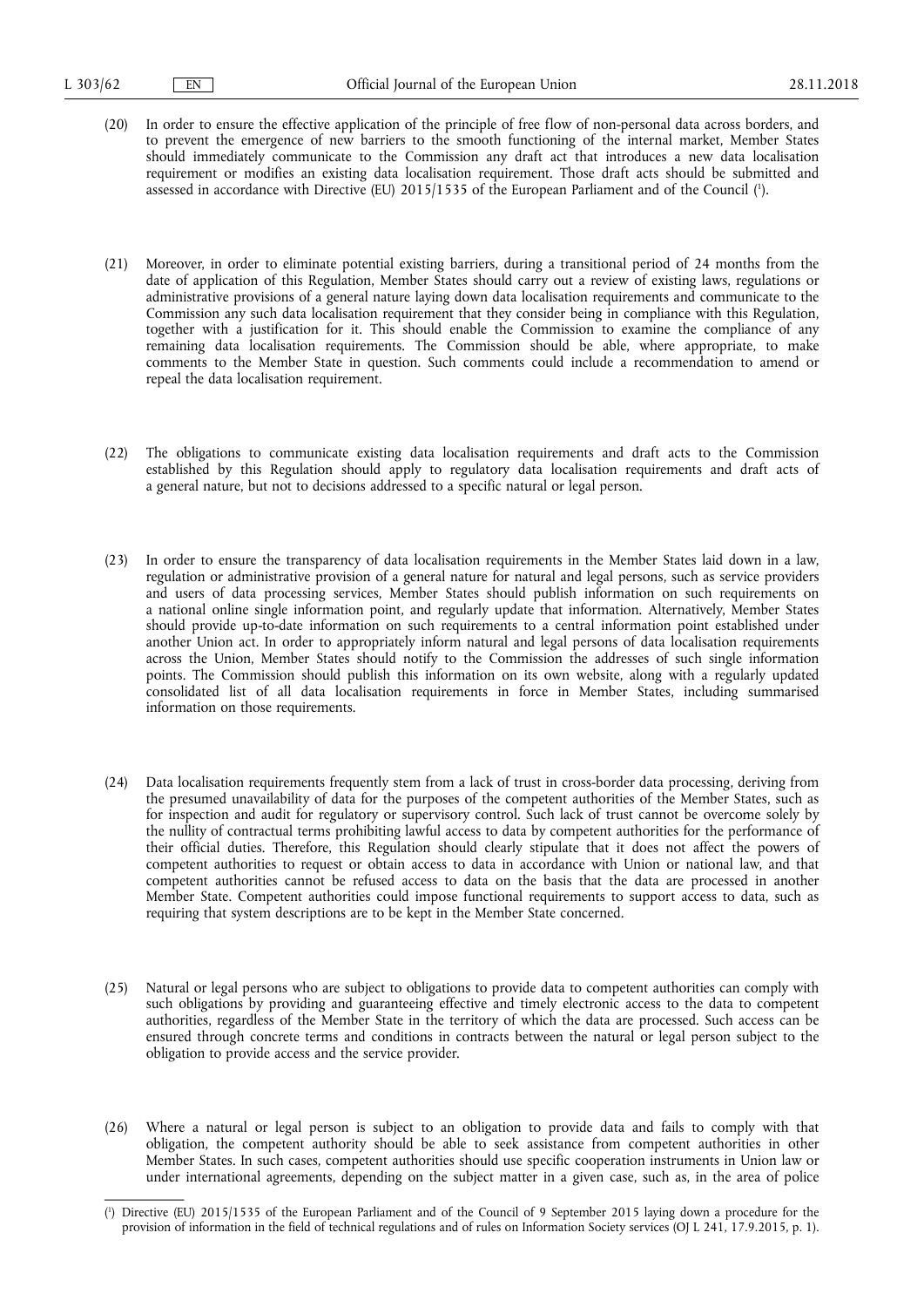(20) In order to ensure the effective application of the principle of free flow of non-personal data across borders, and to prevent the emergence of new barriers to the smooth functioning of the internal market, Member States should immediately communicate to the Commission any draft act that introduces a new data localisation requirement or modifies an existing data localisation requirement. Those draft acts should be submitted and assessed in accordance with Directive (EU) 2015/1535 of the European Parliament and of the Council ([1]).

(21) Moreover, in order to eliminate potential existing barriers, during a transitional period of 24 months from the date of application of this Regulation, Member States should carry out a review of existing laws, regulations or administrative provisions of a general nature laying down data localisation requirements and communicate to the Commission any such data localisation requirement that they consider being in compliance with this Regulation, together with a justification for it. This should enable the Commission to examine the compliance of any remaining data localisation requirements. The Commission should be able, where appropriate, to make comments to the Member State in question. Such comments could include a recommendation to amend or repeal the data localisation requirement.

(22) The obligations to communicate existing data localisation requirements and draft acts to the Commission established by this Regulation should apply to regulatory data localisation requirements and draft acts of a general nature, but not to decisions addressed to a specific natural or legal person.

(23) In order to ensure the transparency of data localisation requirements in the Member States laid down in a law, regulation or administrative provision of a general nature for natural and legal persons, such as service providers and users of data processing services, Member States should publish information on such requirements on a national online single information point, and regularly update that information. Alternatively, Member States should provide up-to-date information on such requirements to a central information point established under another Union act. In order to appropriately inform natural and legal persons of data localisation requirements across the Union, Member States should notify to the Commission the addresses of such single information points. The Commission should publish this information on its own website, along with a regularly updated consolidated list of all data localisation requirements in force in Member States, including summarised information on those requirements.

(24) Data localisation requirements frequently stem from a lack of trust in cross-border data processing, deriving from the presumed unavailability of data for the purposes of the competent authorities of the Member States, such as for inspection and audit for regulatory or supervisory control. Such lack of trust cannot be overcome solely by the nullity of contractual terms prohibiting lawful access to data by competent authorities for the performance of their official duties. Therefore, this Regulation should clearly stipulate that it does not affect the powers of competent authorities to request or obtain access to data in accordance with Union or national law, and that competent authorities cannot be refused access to data on the basis that the data are processed in another Member State. Competent authorities could impose functional requirements to support access to data, such as requiring that system descriptions are to be kept in the Member State concerned.

(25) Natural or legal persons who are subject to obligations to provide data to competent authorities can comply with such obligations by providing and guaranteeing effective and timely electronic access to the data to competent authorities, regardless of the Member State in the territory of which the data are processed. Such access can be ensured through concrete terms and conditions in contracts between the natural or legal person subject to the obligation to provide access and the service provider.

(26) Where a natural or legal person is subject to an obligation to provide data and fails to comply with that obligation, the competent authority should be able to seek assistance from competent authorities in other Member States. In such cases, competent authorities should use specific cooperation instruments in Union law or under international agreements, depending on the subject matter in a given case, such as, in the area of police

---

([1]) Directive (EU) 2015/1535 of the European Parliament and of the Council of 9 September 2015 laying down a procedure for the provision of information in the field of technical regulations and of rules on Information Society services (OJ L 241, 17.9.2015, p. 1).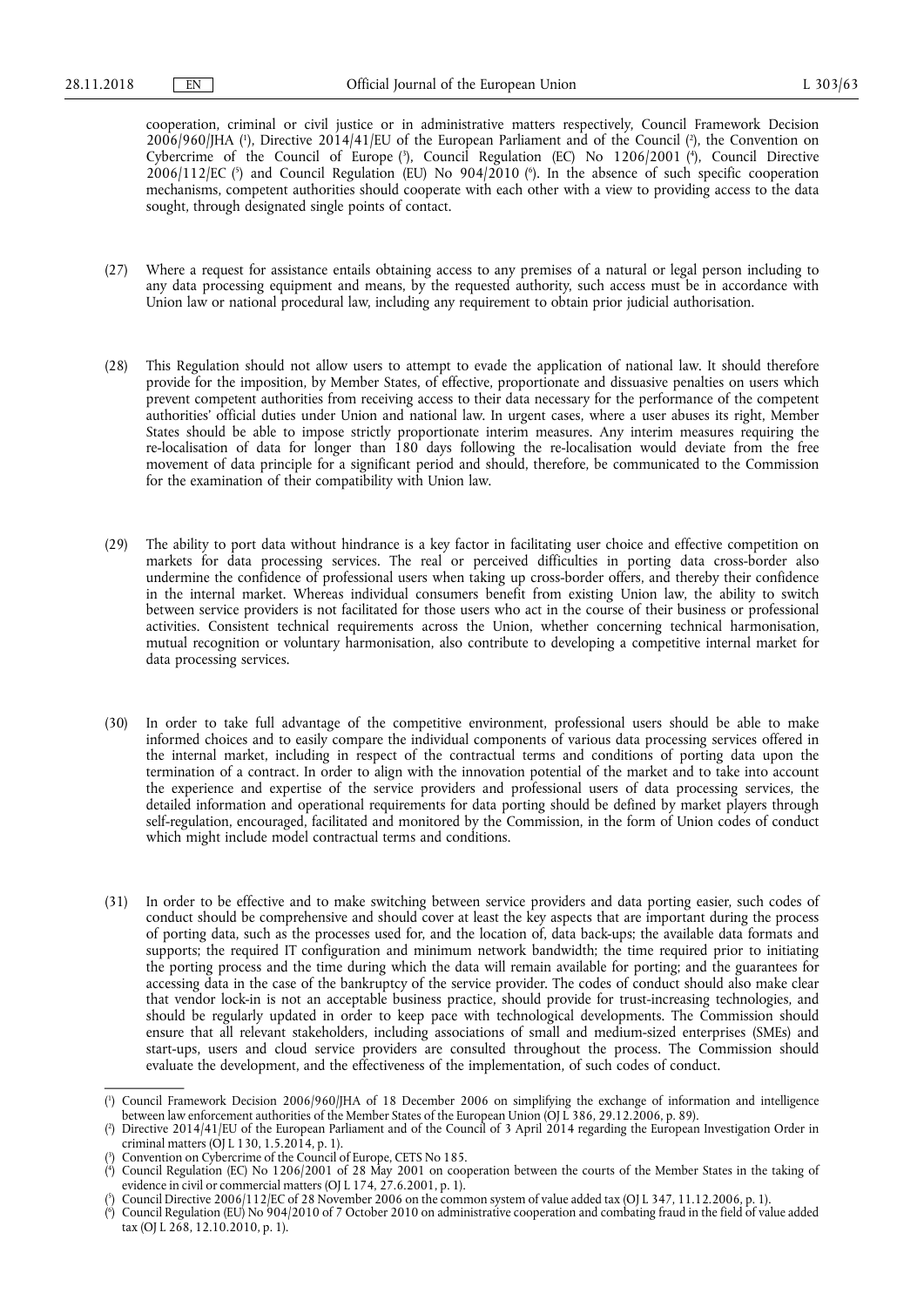cooperation, criminal or civil justice or in administrative matters respectively, Council Framework Decision 2006/960/JHA [1], Directive 2014/41/EU of the European Parliament and of the Council [2], the Convention on Cybercrime of the Council of Europe [3], Council Regulation (EC) No 1206/2001 [4], Council Directive 2006/112/EC [5] and Council Regulation (EU) No 904/2010 [6]. In the absence of such specific cooperation mechanisms, competent authorities should cooperate with each other with a view to providing access to the data sought, through designated single points of contact.

(27) Where a request for assistance entails obtaining access to any premises of a natural or legal person including to any data processing equipment and means, by the requested authority, such access must be in accordance with Union law or national procedural law, including any requirement to obtain prior judicial authorisation.

(28) This Regulation should not allow users to attempt to evade the application of national law. It should therefore provide for the imposition, by Member States, of effective, proportionate and dissuasive penalties on users which prevent competent authorities from receiving access to their data necessary for the performance of the competent authorities' official duties under Union and national law. In urgent cases, where a user abuses its right, Member States should be able to impose strictly proportionate interim measures. Any interim measures requiring the re-localisation of data for longer than 180 days following the re-localisation would deviate from the free movement of data principle for a significant period and should, therefore, be communicated to the Commission for the examination of their compatibility with Union law.

(29) The ability to port data without hindrance is a key factor in facilitating user choice and effective competition on markets for data processing services. The real or perceived difficulties in porting data cross-border also undermine the confidence of professional users when taking up cross-border offers, and thereby their confidence in the internal market. Whereas individual consumers benefit from existing Union law, the ability to switch between service providers is not facilitated for those users who act in the course of their business or professional activities. Consistent technical requirements across the Union, whether concerning technical harmonisation, mutual recognition or voluntary harmonisation, also contribute to developing a competitive internal market for data processing services.

(30) In order to take full advantage of the competitive environment, professional users should be able to make informed choices and to easily compare the individual components of various data processing services offered in the internal market, including in respect of the contractual terms and conditions of porting data upon the termination of a contract. In order to align with the innovation potential of the market and to take into account the experience and expertise of the service providers and professional users of data processing services, the detailed information and operational requirements for data porting should be defined by market players through self-regulation, encouraged, facilitated and monitored by the Commission, in the form of Union codes of conduct which might include model contractual terms and conditions.

(31) In order to be effective and to make switching between service providers and data porting easier, such codes of conduct should be comprehensive and should cover at least the key aspects that are important during the process of porting data, such as the processes used for, and the location of, data back-ups; the available data formats and supports; the required IT configuration and minimum network bandwidth; the time required prior to initiating the porting process and the time during which the data will remain available for porting; and the guarantees for accessing data in the case of the bankruptcy of the service provider. The codes of conduct should also make clear that vendor lock-in is not an acceptable business practice, should provide for trust-increasing technologies, and should be regularly updated in order to keep pace with technological developments. The Commission should ensure that all relevant stakeholders, including associations of small and medium-sized enterprises (SMEs) and start-ups, users and cloud service providers are consulted throughout the process. The Commission should evaluate the development, and the effectiveness of the implementation, of such codes of conduct.

---

[1] Council Framework Decision 2006/960/JHA of 18 December 2006 on simplifying the exchange of information and intelligence between law enforcement authorities of the Member States of the European Union (OJ L 386, 29.12.2006, p. 89).

[2] Directive 2014/41/EU of the European Parliament and of the Council of 3 April 2014 regarding the European Investigation Order in criminal matters (OJ L 130, 1.5.2014, p. 1).

[3] Convention on Cybercrime of the Council of Europe, CETS No 185.

[4] Council Regulation (EC) No 1206/2001 of 28 May 2001 on cooperation between the courts of the Member States in the taking of evidence in civil or commercial matters (OJ L 174, 27.6.2001, p. 1).

[5] Council Directive 2006/112/EC of 28 November 2006 on the common system of value added tax (OJ L 347, 11.12.2006, p. 1).

[6] Council Regulation (EU) No 904/2010 of 7 October 2010 on administrative cooperation and combating fraud in the field of value added tax (OJ L 268, 12.10.2010, p. 1).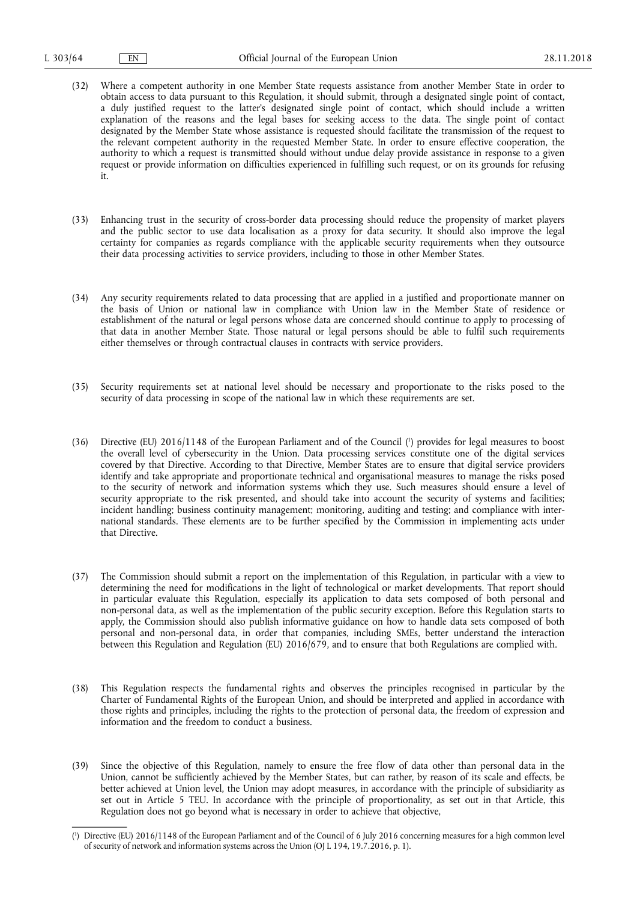(32) Where a competent authority in one Member State requests assistance from another Member State in order to obtain access to data pursuant to this Regulation, it should submit, through a designated single point of contact, a duly justified request to the latter's designated single point of contact, which should include a written explanation of the reasons and the legal bases for seeking access to the data. The single point of contact designated by the Member State whose assistance is requested should facilitate the transmission of the request to the relevant competent authority in the requested Member State. In order to ensure effective cooperation, the authority to which a request is transmitted should without undue delay provide assistance in response to a given request or provide information on difficulties experienced in fulfilling such request, or on its grounds for refusing it.

(33) Enhancing trust in the security of cross-border data processing should reduce the propensity of market players and the public sector to use data localisation as a proxy for data security. It should also improve the legal certainty for companies as regards compliance with the applicable security requirements when they outsource their data processing activities to service providers, including to those in other Member States.

(34) Any security requirements related to data processing that are applied in a justified and proportionate manner on the basis of Union or national law in compliance with Union law in the Member State of residence or establishment of the natural or legal persons whose data are concerned should continue to apply to processing of that data in another Member State. Those natural or legal persons should be able to fulfil such requirements either themselves or through contractual clauses in contracts with service providers.

(35) Security requirements set at national level should be necessary and proportionate to the risks posed to the security of data processing in scope of the national law in which these requirements are set.

(36) Directive (EU) 2016/1148 of the European Parliament and of the Council [1] provides for legal measures to boost the overall level of cybersecurity in the Union. Data processing services constitute one of the digital services covered by that Directive. According to that Directive, Member States are to ensure that digital service providers identify and take appropriate and proportionate technical and organisational measures to manage the risks posed to the security of network and information systems which they use. Such measures should ensure a level of security appropriate to the risk presented, and should take into account the security of systems and facilities; incident handling; business continuity management; monitoring, auditing and testing; and compliance with international standards. These elements are to be further specified by the Commission in implementing acts under that Directive.

(37) The Commission should submit a report on the implementation of this Regulation, in particular with a view to determining the need for modifications in the light of technological or market developments. That report should in particular evaluate this Regulation, especially its application to data sets composed of both personal and non-personal data, as well as the implementation of the public security exception. Before this Regulation starts to apply, the Commission should also publish informative guidance on how to handle data sets composed of both personal and non-personal data, in order that companies, including SMEs, better understand the interaction between this Regulation and Regulation (EU) 2016/679, and to ensure that both Regulations are complied with.

(38) This Regulation respects the fundamental rights and observes the principles recognised in particular by the Charter of Fundamental Rights of the European Union, and should be interpreted and applied in accordance with those rights and principles, including the rights to the protection of personal data, the freedom of expression and information and the freedom to conduct a business.

(39) Since the objective of this Regulation, namely to ensure the free flow of data other than personal data in the Union, cannot be sufficiently achieved by the Member States, but can rather, by reason of its scale and effects, be better achieved at Union level, the Union may adopt measures, in accordance with the principle of subsidiarity as set out in Article 5 TEU. In accordance with the principle of proportionality, as set out in that Article, this Regulation does not go beyond what is necessary in order to achieve that objective,

---

[1] Directive (EU) 2016/1148 of the European Parliament and of the Council of 6 July 2016 concerning measures for a high common level of security of network and information systems across the Union (OJ L 194, 19.7.2016, p. 1).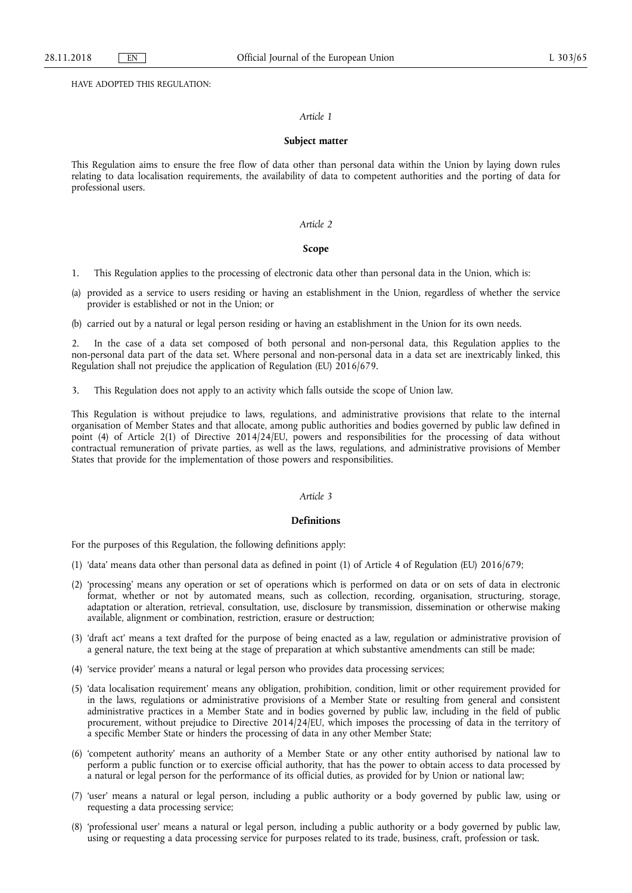HAVE ADOPTED THIS REGULATION:

*Article 1*

**Subject matter**

This Regulation aims to ensure the free flow of data other than personal data within the Union by laying down rules relating to data localisation requirements, the availability of data to competent authorities and the porting of data for professional users.

*Article 2*

**Scope**

1. This Regulation applies to the processing of electronic data other than personal data in the Union, which is:

(a) provided as a service to users residing or having an establishment in the Union, regardless of whether the service provider is established or not in the Union; or

(b) carried out by a natural or legal person residing or having an establishment in the Union for its own needs.

2. In the case of a data set composed of both personal and non-personal data, this Regulation applies to the non-personal data part of the data set. Where personal and non-personal data in a data set are inextricably linked, this Regulation shall not prejudice the application of Regulation (EU) 2016/679.

3. This Regulation does not apply to an activity which falls outside the scope of Union law.

This Regulation is without prejudice to laws, regulations, and administrative provisions that relate to the internal organisation of Member States and that allocate, among public authorities and bodies governed by public law defined in point (4) of Article 2(1) of Directive 2014/24/EU, powers and responsibilities for the processing of data without contractual remuneration of private parties, as well as the laws, regulations, and administrative provisions of Member States that provide for the implementation of those powers and responsibilities.

*Article 3*

**Definitions**

For the purposes of this Regulation, the following definitions apply:

(1) 'data' means data other than personal data as defined in point (1) of Article 4 of Regulation (EU) 2016/679;

(2) 'processing' means any operation or set of operations which is performed on data or on sets of data in electronic format, whether or not by automated means, such as collection, recording, organisation, structuring, storage, adaptation or alteration, retrieval, consultation, use, disclosure by transmission, dissemination or otherwise making available, alignment or combination, restriction, erasure or destruction;

(3) 'draft act' means a text drafted for the purpose of being enacted as a law, regulation or administrative provision of a general nature, the text being at the stage of preparation at which substantive amendments can still be made;

(4) 'service provider' means a natural or legal person who provides data processing services;

(5) 'data localisation requirement' means any obligation, prohibition, condition, limit or other requirement provided for in the laws, regulations or administrative provisions of a Member State or resulting from general and consistent administrative practices in a Member State and in bodies governed by public law, including in the field of public procurement, without prejudice to Directive 2014/24/EU, which imposes the processing of data in the territory of a specific Member State or hinders the processing of data in any other Member State;

(6) 'competent authority' means an authority of a Member State or any other entity authorised by national law to perform a public function or to exercise official authority, that has the power to obtain access to data processed by a natural or legal person for the performance of its official duties, as provided for by Union or national law;

(7) 'user' means a natural or legal person, including a public authority or a body governed by public law, using or requesting a data processing service;

(8) 'professional user' means a natural or legal person, including a public authority or a body governed by public law, using or requesting a data processing service for purposes related to its trade, business, craft, profession or task.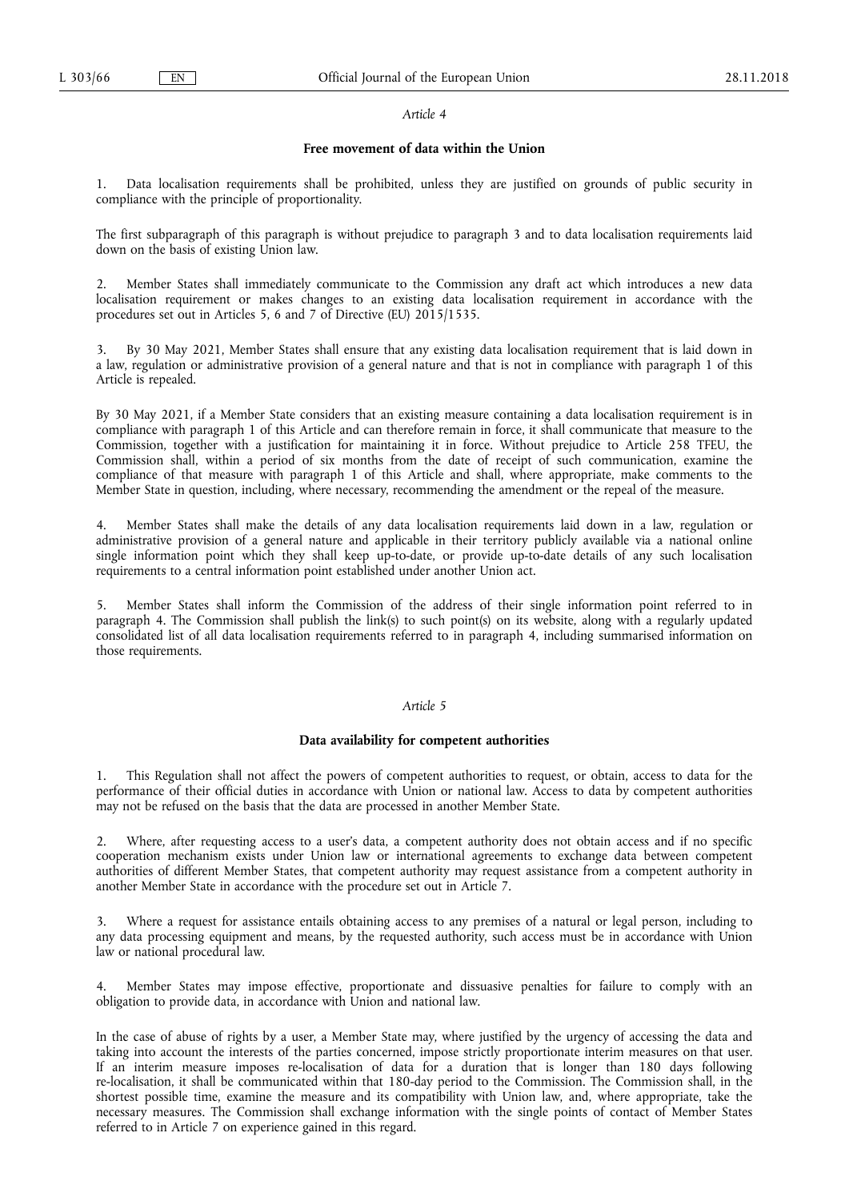*Article 4*

**Free movement of data within the Union**

1. Data localisation requirements shall be prohibited, unless they are justified on grounds of public security in compliance with the principle of proportionality.

The first subparagraph of this paragraph is without prejudice to paragraph 3 and to data localisation requirements laid down on the basis of existing Union law.

2. Member States shall immediately communicate to the Commission any draft act which introduces a new data localisation requirement or makes changes to an existing data localisation requirement in accordance with the procedures set out in Articles 5, 6 and 7 of Directive (EU) 2015/1535.

3. By 30 May 2021, Member States shall ensure that any existing data localisation requirement that is laid down in a law, regulation or administrative provision of a general nature and that is not in compliance with paragraph 1 of this Article is repealed.

By 30 May 2021, if a Member State considers that an existing measure containing a data localisation requirement is in compliance with paragraph 1 of this Article and can therefore remain in force, it shall communicate that measure to the Commission, together with a justification for maintaining it in force. Without prejudice to Article 258 TFEU, the Commission shall, within a period of six months from the date of receipt of such communication, examine the compliance of that measure with paragraph 1 of this Article and shall, where appropriate, make comments to the Member State in question, including, where necessary, recommending the amendment or the repeal of the measure.

4. Member States shall make the details of any data localisation requirements laid down in a law, regulation or administrative provision of a general nature and applicable in their territory publicly available via a national online single information point which they shall keep up-to-date, or provide up-to-date details of any such localisation requirements to a central information point established under another Union act.

5. Member States shall inform the Commission of the address of their single information point referred to in paragraph 4. The Commission shall publish the link(s) to such point(s) on its website, along with a regularly updated consolidated list of all data localisation requirements referred to in paragraph 4, including summarised information on those requirements.

*Article 5*

**Data availability for competent authorities**

1. This Regulation shall not affect the powers of competent authorities to request, or obtain, access to data for the performance of their official duties in accordance with Union or national law. Access to data by competent authorities may not be refused on the basis that the data are processed in another Member State.

2. Where, after requesting access to a user's data, a competent authority does not obtain access and if no specific cooperation mechanism exists under Union law or international agreements to exchange data between competent authorities of different Member States, that competent authority may request assistance from a competent authority in another Member State in accordance with the procedure set out in Article 7.

3. Where a request for assistance entails obtaining access to any premises of a natural or legal person, including to any data processing equipment and means, by the requested authority, such access must be in accordance with Union law or national procedural law.

4. Member States may impose effective, proportionate and dissuasive penalties for failure to comply with an obligation to provide data, in accordance with Union and national law.

In the case of abuse of rights by a user, a Member State may, where justified by the urgency of accessing the data and taking into account the interests of the parties concerned, impose strictly proportionate interim measures on that user. If an interim measure imposes re-localisation of data for a duration that is longer than 180 days following re-localisation, it shall be communicated within that 180-day period to the Commission. The Commission shall, in the shortest possible time, examine the measure and its compatibility with Union law, and, where appropriate, take the necessary measures. The Commission shall exchange information with the single points of contact of Member States referred to in Article 7 on experience gained in this regard.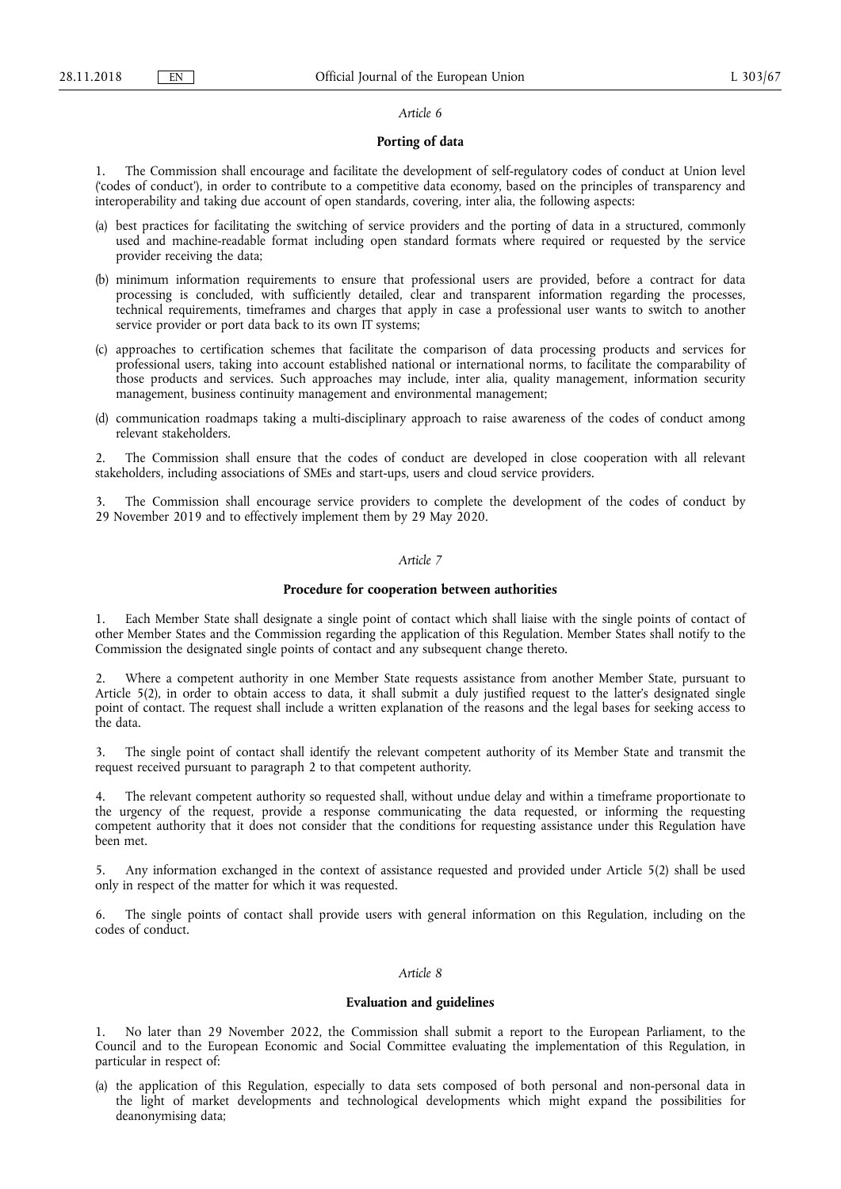*Article 6*

**Porting of data**

1. The Commission shall encourage and facilitate the development of self-regulatory codes of conduct at Union level ('codes of conduct'), in order to contribute to a competitive data economy, based on the principles of transparency and interoperability and taking due account of open standards, covering, inter alia, the following aspects:

(a) best practices for facilitating the switching of service providers and the porting of data in a structured, commonly used and machine-readable format including open standard formats where required or requested by the service provider receiving the data;

(b) minimum information requirements to ensure that professional users are provided, before a contract for data processing is concluded, with sufficiently detailed, clear and transparent information regarding the processes, technical requirements, timeframes and charges that apply in case a professional user wants to switch to another service provider or port data back to its own IT systems;

(c) approaches to certification schemes that facilitate the comparison of data processing products and services for professional users, taking into account established national or international norms, to facilitate the comparability of those products and services. Such approaches may include, inter alia, quality management, information security management, business continuity management and environmental management;

(d) communication roadmaps taking a multi-disciplinary approach to raise awareness of the codes of conduct among relevant stakeholders.

2. The Commission shall ensure that the codes of conduct are developed in close cooperation with all relevant stakeholders, including associations of SMEs and start-ups, users and cloud service providers.

3. The Commission shall encourage service providers to complete the development of the codes of conduct by 29 November 2019 and to effectively implement them by 29 May 2020.

*Article 7*

**Procedure for cooperation between authorities**

1. Each Member State shall designate a single point of contact which shall liaise with the single points of contact of other Member States and the Commission regarding the application of this Regulation. Member States shall notify to the Commission the designated single points of contact and any subsequent change thereto.

2. Where a competent authority in one Member State requests assistance from another Member State, pursuant to Article 5(2), in order to obtain access to data, it shall submit a duly justified request to the latter's designated single point of contact. The request shall include a written explanation of the reasons and the legal bases for seeking access to the data.

3. The single point of contact shall identify the relevant competent authority of its Member State and transmit the request received pursuant to paragraph 2 to that competent authority.

4. The relevant competent authority so requested shall, without undue delay and within a timeframe proportionate to the urgency of the request, provide a response communicating the data requested, or informing the requesting competent authority that it does not consider that the conditions for requesting assistance under this Regulation have been met.

5. Any information exchanged in the context of assistance requested and provided under Article 5(2) shall be used only in respect of the matter for which it was requested.

6. The single points of contact shall provide users with general information on this Regulation, including on the codes of conduct.

*Article 8*

**Evaluation and guidelines**

1. No later than 29 November 2022, the Commission shall submit a report to the European Parliament, to the Council and to the European Economic and Social Committee evaluating the implementation of this Regulation, in particular in respect of:

(a) the application of this Regulation, especially to data sets composed of both personal and non-personal data in the light of market developments and technological developments which might expand the possibilities for deanonymising data;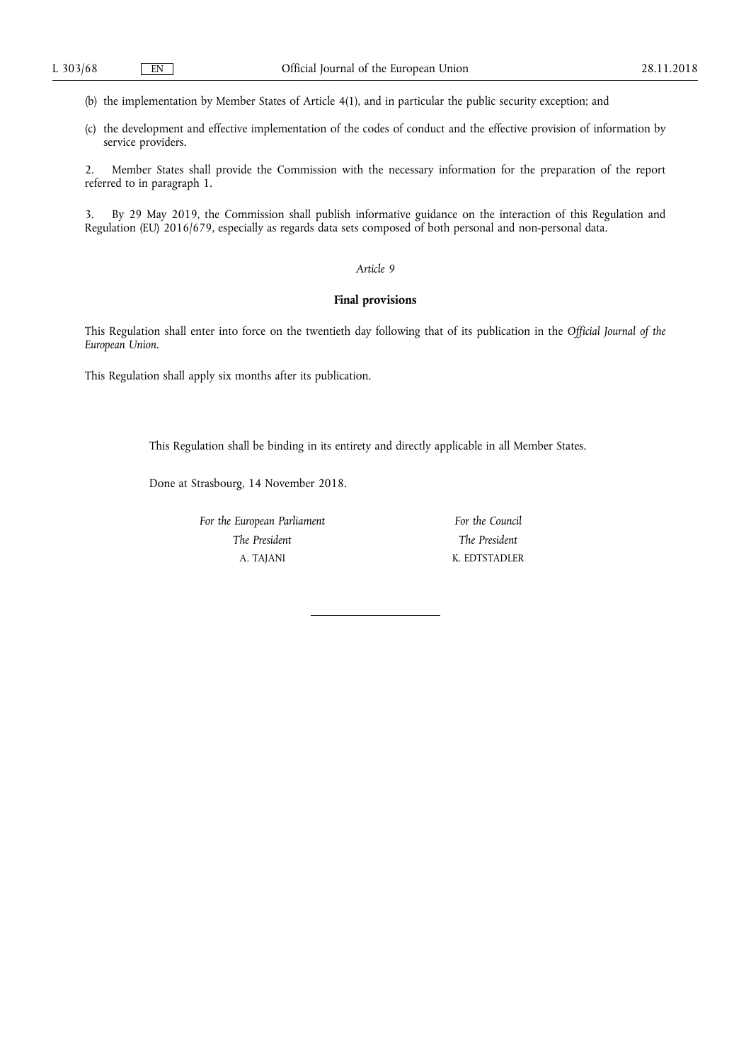(b) the implementation by Member States of Article 4(1), and in particular the public security exception; and

(c) the development and effective implementation of the codes of conduct and the effective provision of information by service providers.

2. Member States shall provide the Commission with the necessary information for the preparation of the report referred to in paragraph 1.

3. By 29 May 2019, the Commission shall publish informative guidance on the interaction of this Regulation and Regulation (EU) 2016/679, especially as regards data sets composed of both personal and non-personal data.

*Article 9*

**Final provisions**

This Regulation shall enter into force on the twentieth day following that of its publication in the *Official Journal of the European Union*.

This Regulation shall apply six months after its publication.

This Regulation shall be binding in its entirety and directly applicable in all Member States.

Done at Strasbourg, 14 November 2018.

| | |
|---|---|
| *For the European Parliament* | *For the Council* |
| *The President* | *The President* |
| A. TAJANI | K. EDTSTADLER |